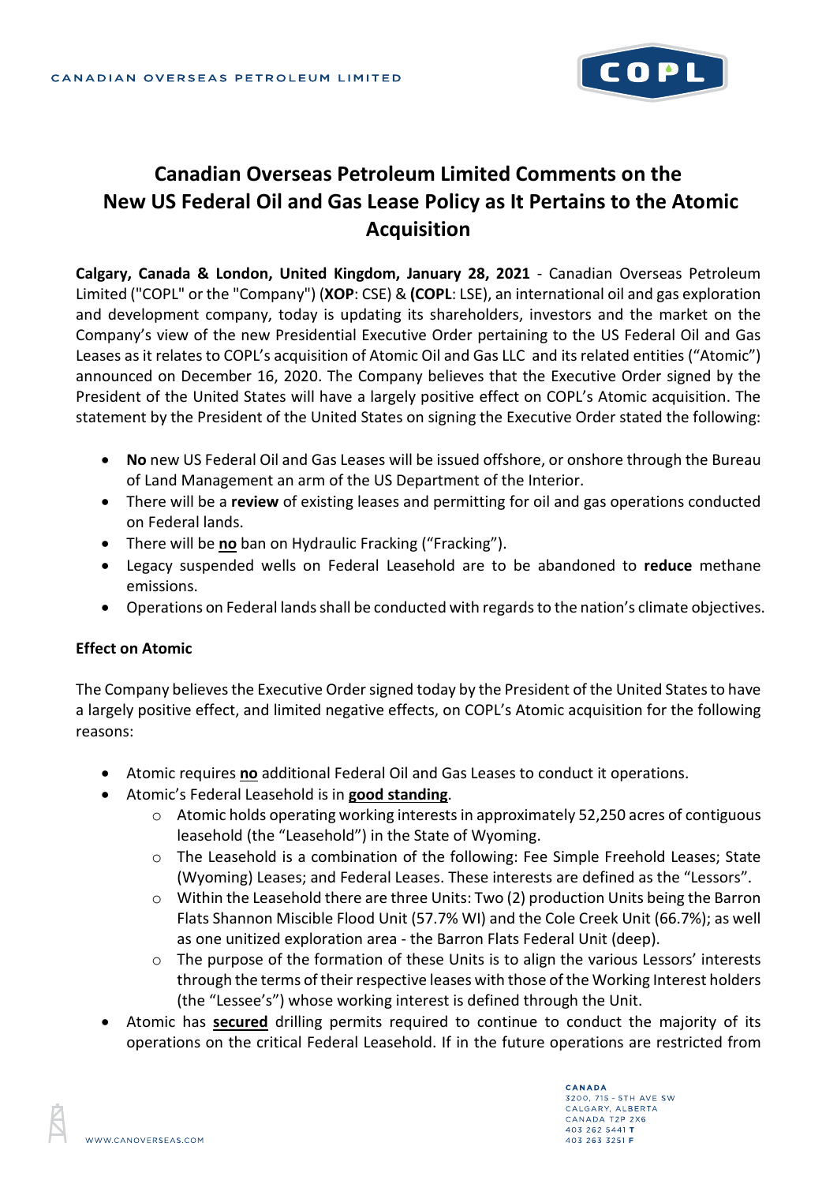# Canadian Overseas Petroleum Limited Comments on the New US Federal Oil and Gas Lease Policy as It Pertains to the Atomic Acquisition

**Calgary, Canada & London, United Kingdom, January 28, 2021** - Canadian Overseas Petroleum Limited ("COPL" or the "Company") (**XOP**: CSE) & **(COPL**: LSE), an international oil and gas exploration and development company, today is updating its shareholders, investors and the market on the Company's view of the new Presidential Executive Order pertaining to the US Federal Oil and Gas Leases as it relates to COPL's acquisition of Atomic Oil and Gas LLC and its related entities ("Atomic") announced on December 16, 2020. The Company believes that the Executive Order signed by the President of the United States will have a largely positive effect on COPL's Atomic acquisition. The statement by the President of the United States on signing the Executive Order stated the following:

- **No** new US Federal Oil and Gas Leases will be issued offshore, or onshore through the Bureau of Land Management an arm of the US Department of the Interior.
- There will be a **review** of existing leases and permitting for oil and gas operations conducted on Federal lands.
- There will be **no** ban on Hydraulic Fracking ("Fracking").
- Legacy suspended wells on Federal Leasehold are to be abandoned to **reduce** methane emissions.
- Operations on Federal lands shall be conducted with regards to the nation's climate objectives.

**Effect on Atomic**

The Company believes the Executive Order signed today by the President of the United States to have a largely positive effect, and limited negative effects, on COPL's Atomic acquisition for the following reasons:

- Atomic requires **no** additional Federal Oil and Gas Leases to conduct it operations.
- Atomic's Federal Leasehold is in **good standing**.
  - Atomic holds operating working interests in approximately 52,250 acres of contiguous leasehold (the "Leasehold") in the State of Wyoming.
  - The Leasehold is a combination of the following: Fee Simple Freehold Leases; State (Wyoming) Leases; and Federal Leases. These interests are defined as the "Lessors".
  - Within the Leasehold there are three Units: Two (2) production Units being the Barron Flats Shannon Miscible Flood Unit (57.7% WI) and the Cole Creek Unit (66.7%); as well as one unitized exploration area - the Barron Flats Federal Unit (deep).
  - The purpose of the formation of these Units is to align the various Lessors' interests through the terms of their respective leases with those of the Working Interest holders (the "Lessee's") whose working interest is defined through the Unit.
- Atomic has **secured** drilling permits required to continue to conduct the majority of its operations on the critical Federal Leasehold. If in the future operations are restricted from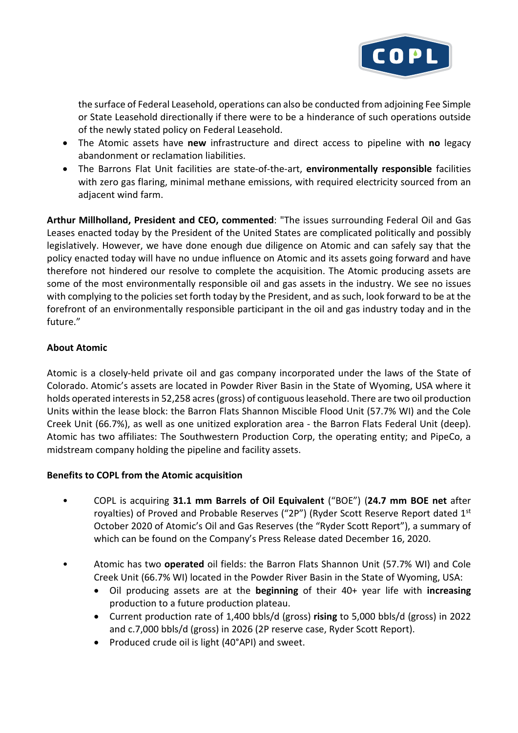the surface of Federal Leasehold, operations can also be conducted from adjoining Fee Simple or State Leasehold directionally if there were to be a hinderance of such operations outside of the newly stated policy on Federal Leasehold.

- The Atomic assets have **new** infrastructure and direct access to pipeline with **no** legacy abandonment or reclamation liabilities.
- The Barrons Flat Unit facilities are state-of-the-art, **environmentally responsible** facilities with zero gas flaring, minimal methane emissions, with required electricity sourced from an adjacent wind farm.

**Arthur Millholland, President and CEO, commented**: "The issues surrounding Federal Oil and Gas Leases enacted today by the President of the United States are complicated politically and possibly legislatively. However, we have done enough due diligence on Atomic and can safely say that the policy enacted today will have no undue influence on Atomic and its assets going forward and have therefore not hindered our resolve to complete the acquisition. The Atomic producing assets are some of the most environmentally responsible oil and gas assets in the industry. We see no issues with complying to the policies set forth today by the President, and as such, look forward to be at the forefront of an environmentally responsible participant in the oil and gas industry today and in the future."

**About Atomic**

Atomic is a closely-held private oil and gas company incorporated under the laws of the State of Colorado. Atomic's assets are located in Powder River Basin in the State of Wyoming, USA where it holds operated interests in 52,258 acres (gross) of contiguous leasehold. There are two oil production Units within the lease block: the Barron Flats Shannon Miscible Flood Unit (57.7% WI) and the Cole Creek Unit (66.7%), as well as one unitized exploration area - the Barron Flats Federal Unit (deep). Atomic has two affiliates: The Southwestern Production Corp, the operating entity; and PipeCo, a midstream company holding the pipeline and facility assets.

**Benefits to COPL from the Atomic acquisition**

- COPL is acquiring **31.1 mm Barrels of Oil Equivalent** ("BOE") (**24.7 mm BOE net** after royalties) of Proved and Probable Reserves ("2P") (Ryder Scott Reserve Report dated 1st October 2020 of Atomic's Oil and Gas Reserves (the "Ryder Scott Report"), a summary of which can be found on the Company's Press Release dated December 16, 2020.

- Atomic has two **operated** oil fields: the Barron Flats Shannon Unit (57.7% WI) and Cole Creek Unit (66.7% WI) located in the Powder River Basin in the State of Wyoming, USA:
  - Oil producing assets are at the **beginning** of their 40+ year life with **increasing** production to a future production plateau.
  - Current production rate of 1,400 bbls/d (gross) **rising** to 5,000 bbls/d (gross) in 2022 and c.7,000 bbls/d (gross) in 2026 (2P reserve case, Ryder Scott Report).
  - Produced crude oil is light (40°API) and sweet.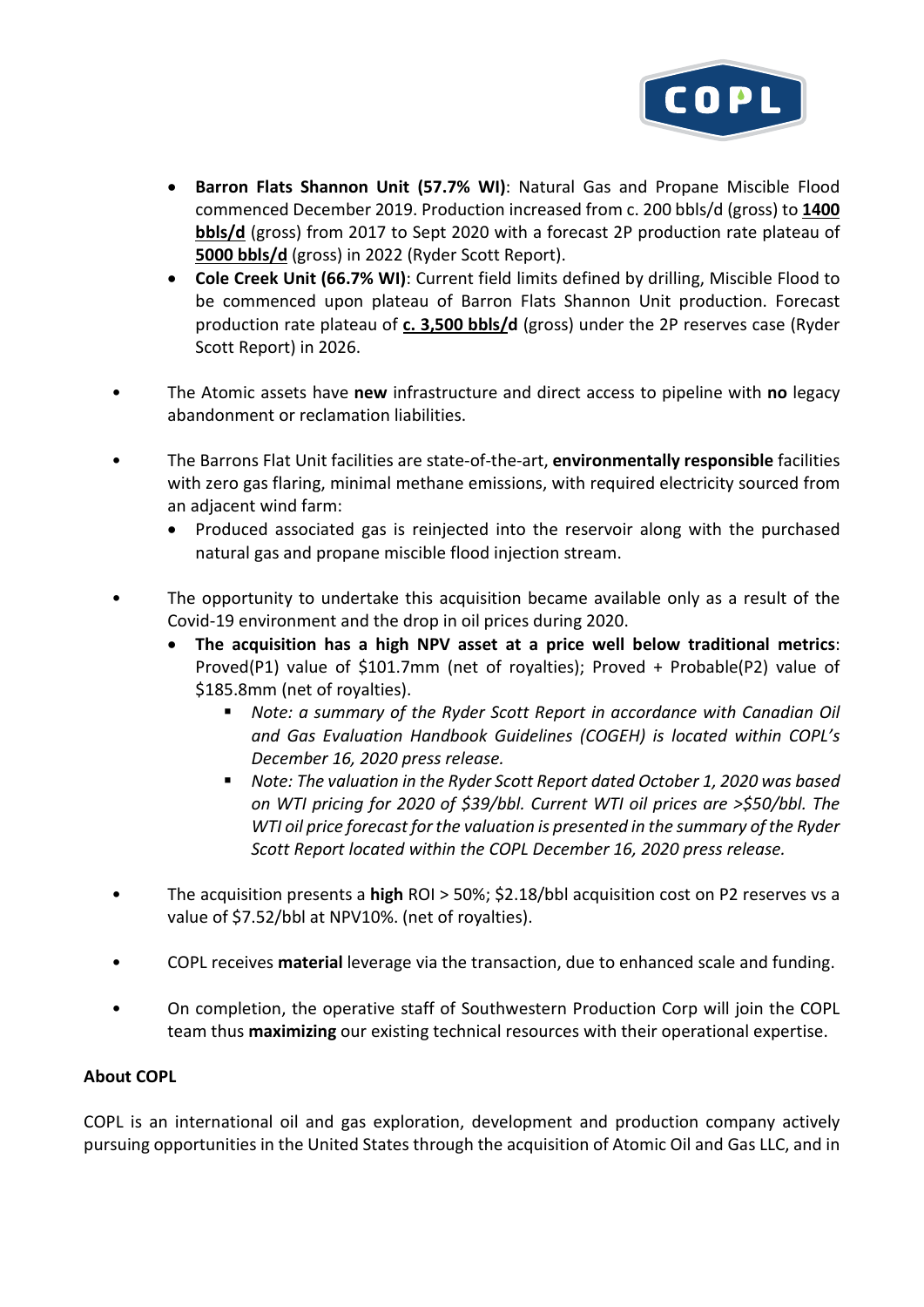- **Barron Flats Shannon Unit (57.7% WI)**: Natural Gas and Propane Miscible Flood commenced December 2019. Production increased from c. 200 bbls/d (gross) to **1400 bbls/d** (gross) from 2017 to Sept 2020 with a forecast 2P production rate plateau of **5000 bbls/d** (gross) in 2022 (Ryder Scott Report).
- **Cole Creek Unit (66.7% WI)**: Current field limits defined by drilling, Miscible Flood to be commenced upon plateau of Barron Flats Shannon Unit production. Forecast production rate plateau of **c. 3,500 bbls/d** (gross) under the 2P reserves case (Ryder Scott Report) in 2026.

- The Atomic assets have **new** infrastructure and direct access to pipeline with **no** legacy abandonment or reclamation liabilities.

- The Barrons Flat Unit facilities are state-of-the-art, **environmentally responsible** facilities with zero gas flaring, minimal methane emissions, with required electricity sourced from an adjacent wind farm:
  - Produced associated gas is reinjected into the reservoir along with the purchased natural gas and propane miscible flood injection stream.

- The opportunity to undertake this acquisition became available only as a result of the Covid-19 environment and the drop in oil prices during 2020.
  - **The acquisition has a high NPV asset at a price well below traditional metrics**: Proved(P1) value of $101.7mm (net of royalties); Proved + Probable(P2) value of $185.8mm (net of royalties).
    - *Note: a summary of the Ryder Scott Report in accordance with Canadian Oil and Gas Evaluation Handbook Guidelines (COGEH) is located within COPL's December 16, 2020 press release.*
    - *Note: The valuation in the Ryder Scott Report dated October 1, 2020 was based on WTI pricing for 2020 of $39/bbl. Current WTI oil prices are >$50/bbl. The WTI oil price forecast for the valuation is presented in the summary of the Ryder Scott Report located within the COPL December 16, 2020 press release.*

- The acquisition presents a **high** ROI > 50%; $2.18/bbl acquisition cost on P2 reserves vs a value of $7.52/bbl at NPV10%. (net of royalties).

- COPL receives **material** leverage via the transaction, due to enhanced scale and funding.

- On completion, the operative staff of Southwestern Production Corp will join the COPL team thus **maximizing** our existing technical resources with their operational expertise.

**About COPL**

COPL is an international oil and gas exploration, development and production company actively pursuing opportunities in the United States through the acquisition of Atomic Oil and Gas LLC, and in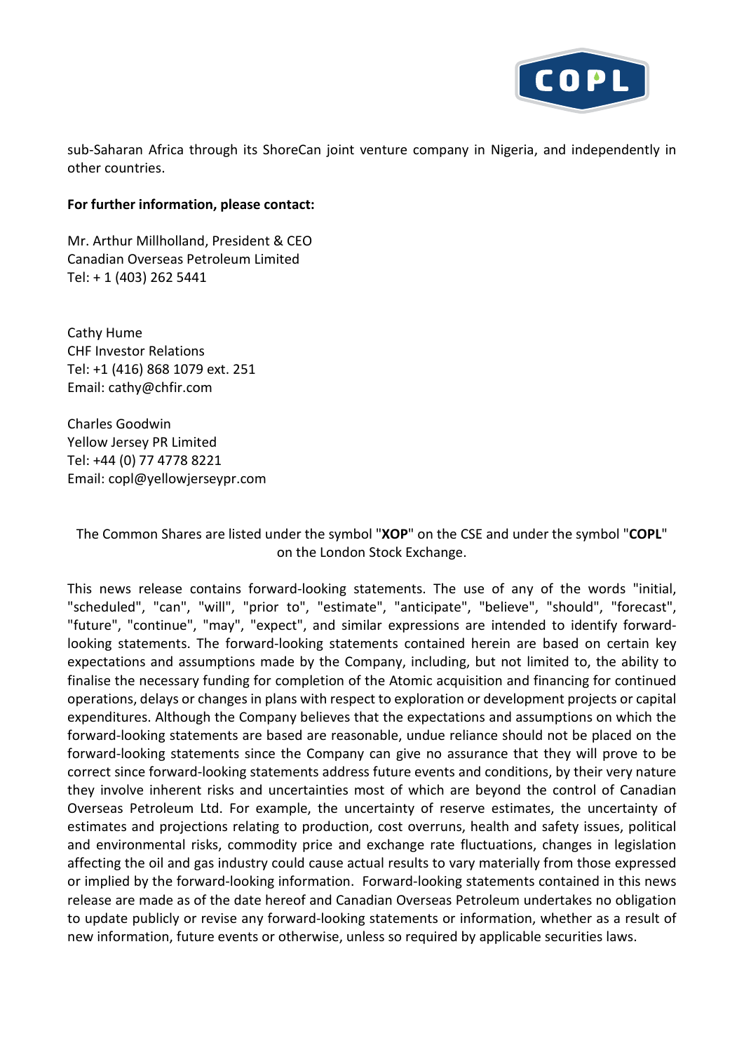sub-Saharan Africa through its ShoreCan joint venture company in Nigeria, and independently in other countries.

**For further information, please contact:**

Mr. Arthur Millholland, President & CEO
Canadian Overseas Petroleum Limited
Tel: + 1 (403) 262 5441

Cathy Hume
CHF Investor Relations
Tel: +1 (416) 868 1079 ext. 251
Email: cathy@chfir.com

Charles Goodwin
Yellow Jersey PR Limited
Tel: +44 (0) 77 4778 8221
Email: copl@yellowjerseypr.com

The Common Shares are listed under the symbol "**XOP**" on the CSE and under the symbol "**COPL**" on the London Stock Exchange.

This news release contains forward-looking statements. The use of any of the words "initial, "scheduled", "can", "will", "prior to", "estimate", "anticipate", "believe", "should", "forecast", "future", "continue", "may", "expect", and similar expressions are intended to identify forward-looking statements. The forward-looking statements contained herein are based on certain key expectations and assumptions made by the Company, including, but not limited to, the ability to finalise the necessary funding for completion of the Atomic acquisition and financing for continued operations, delays or changes in plans with respect to exploration or development projects or capital expenditures. Although the Company believes that the expectations and assumptions on which the forward-looking statements are based are reasonable, undue reliance should not be placed on the forward-looking statements since the Company can give no assurance that they will prove to be correct since forward-looking statements address future events and conditions, by their very nature they involve inherent risks and uncertainties most of which are beyond the control of Canadian Overseas Petroleum Ltd. For example, the uncertainty of reserve estimates, the uncertainty of estimates and projections relating to production, cost overruns, health and safety issues, political and environmental risks, commodity price and exchange rate fluctuations, changes in legislation affecting the oil and gas industry could cause actual results to vary materially from those expressed or implied by the forward-looking information. Forward-looking statements contained in this news release are made as of the date hereof and Canadian Overseas Petroleum undertakes no obligation to update publicly or revise any forward-looking statements or information, whether as a result of new information, future events or otherwise, unless so required by applicable securities laws.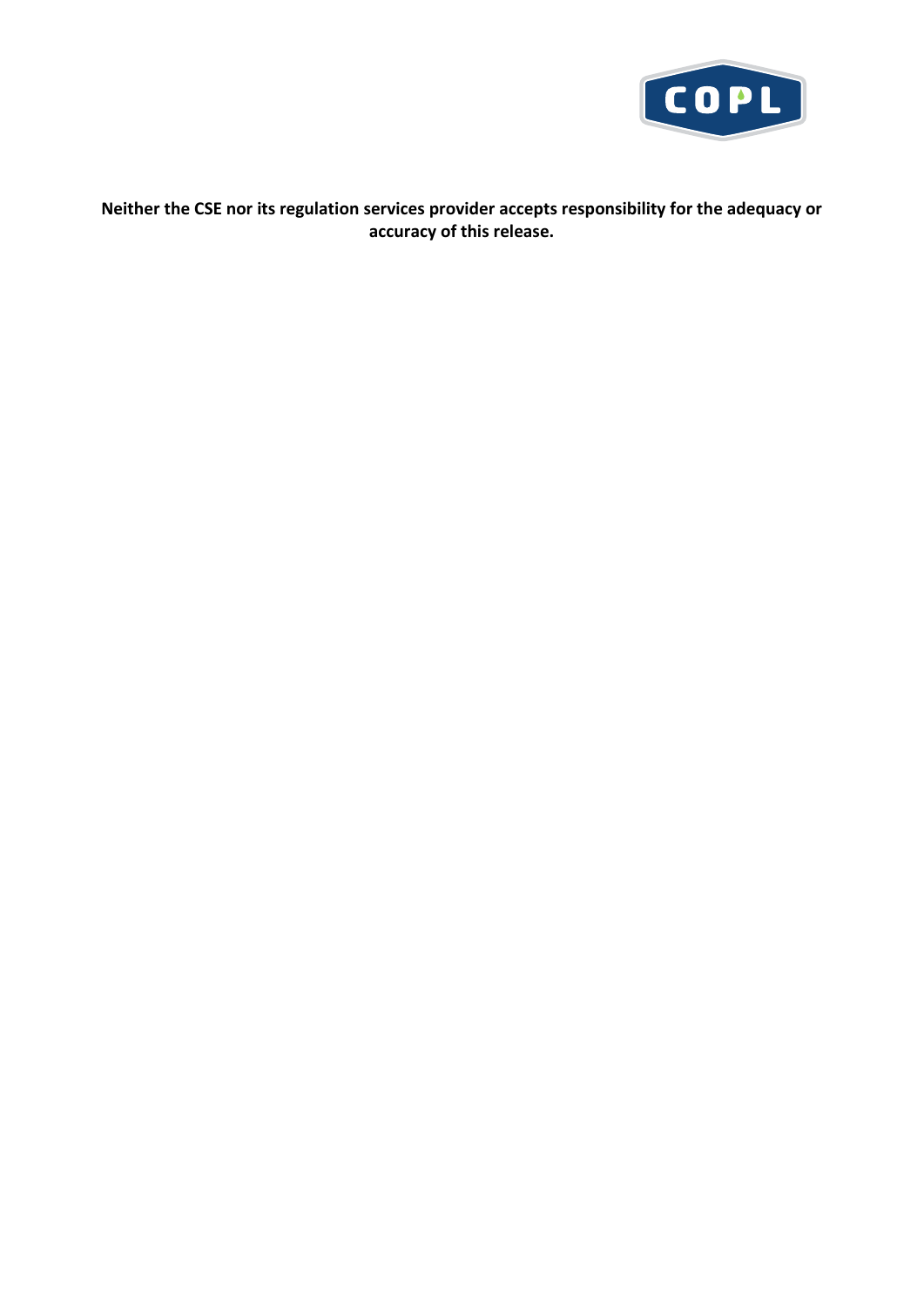**Neither the CSE nor its regulation services provider accepts responsibility for the adequacy or accuracy of this release.**